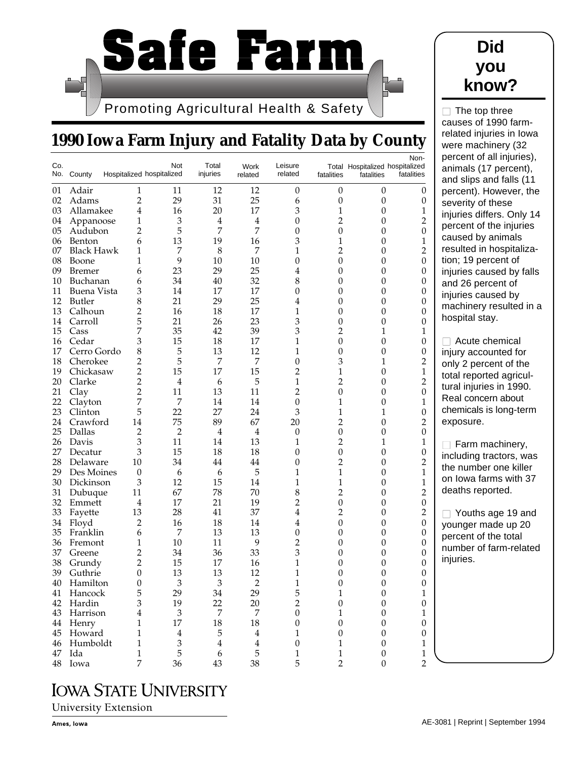# Safe Farm

Promoting Agricultural Health & Safety

## 1990 Iowa Farm Injury and Fatality Data by County

| Co. No. | County | Hospitalized | Not hospitalized | Total injuries | Work related | Leisure related | Total fatalities | Hospitalized fatalities | Non-hospitalized fatalities |
|---|---|---|---|---|---|---|---|---|---|
| 01 | Adair | 1 | 11 | 12 | 12 | 0 | 0 | 0 | 0 |
| 02 | Adams | 2 | 29 | 31 | 25 | 6 | 0 | 0 | 0 |
| 03 | Allamakee | 4 | 16 | 20 | 17 | 3 | 1 | 0 | 1 |
| 04 | Appanoose | 1 | 3 | 4 | 4 | 0 | 2 | 0 | 2 |
| 05 | Audubon | 2 | 5 | 7 | 7 | 0 | 0 | 0 | 0 |
| 06 | Benton | 6 | 13 | 19 | 16 | 3 | 1 | 0 | 1 |
| 07 | Black Hawk | 1 | 7 | 8 | 7 | 1 | 2 | 0 | 2 |
| 08 | Boone | 1 | 9 | 10 | 10 | 0 | 0 | 0 | 0 |
| 09 | Bremer | 6 | 23 | 29 | 25 | 4 | 0 | 0 | 0 |
| 10 | Buchanan | 6 | 34 | 40 | 32 | 8 | 0 | 0 | 0 |
| 11 | Buena Vista | 3 | 14 | 17 | 17 | 0 | 0 | 0 | 0 |
| 12 | Butler | 8 | 21 | 29 | 25 | 4 | 0 | 0 | 0 |
| 13 | Calhoun | 2 | 16 | 18 | 17 | 1 | 0 | 0 | 0 |
| 14 | Carroll | 5 | 21 | 26 | 23 | 3 | 0 | 0 | 0 |
| 15 | Cass | 7 | 35 | 42 | 39 | 3 | 2 | 1 | 1 |
| 16 | Cedar | 3 | 15 | 18 | 17 | 1 | 0 | 0 | 0 |
| 17 | Cerro Gordo | 8 | 5 | 13 | 12 | 1 | 0 | 0 | 0 |
| 18 | Cherokee | 2 | 5 | 7 | 7 | 0 | 3 | 1 | 2 |
| 19 | Chickasaw | 2 | 15 | 17 | 15 | 2 | 1 | 0 | 1 |
| 20 | Clarke | 2 | 4 | 6 | 5 | 1 | 2 | 0 | 2 |
| 21 | Clay | 2 | 11 | 13 | 11 | 2 | 0 | 0 | 0 |
| 22 | Clayton | 7 | 7 | 14 | 14 | 0 | 1 | 0 | 1 |
| 23 | Clinton | 5 | 22 | 27 | 24 | 3 | 1 | 1 | 0 |
| 24 | Crawford | 14 | 75 | 89 | 67 | 20 | 2 | 0 | 2 |
| 25 | Dallas | 2 | 2 | 4 | 4 | 0 | 0 | 0 | 0 |
| 26 | Davis | 3 | 11 | 14 | 13 | 1 | 2 | 1 | 1 |
| 27 | Decatur | 3 | 15 | 18 | 18 | 0 | 0 | 0 | 0 |
| 28 | Delaware | 10 | 34 | 44 | 44 | 0 | 2 | 0 | 2 |
| 29 | Des Moines | 0 | 6 | 6 | 5 | 1 | 1 | 0 | 1 |
| 30 | Dickinson | 3 | 12 | 15 | 14 | 1 | 1 | 0 | 1 |
| 31 | Dubuque | 11 | 67 | 78 | 70 | 8 | 2 | 0 | 2 |
| 32 | Emmett | 4 | 17 | 21 | 19 | 2 | 0 | 0 | 0 |
| 33 | Fayette | 13 | 28 | 41 | 37 | 4 | 2 | 0 | 2 |
| 34 | Floyd | 2 | 16 | 18 | 14 | 4 | 0 | 0 | 0 |
| 35 | Franklin | 6 | 7 | 13 | 13 | 0 | 0 | 0 | 0 |
| 36 | Fremont | 1 | 10 | 11 | 9 | 2 | 0 | 0 | 0 |
| 37 | Greene | 2 | 34 | 36 | 33 | 3 | 0 | 0 | 0 |
| 38 | Grundy | 2 | 15 | 17 | 16 | 1 | 0 | 0 | 0 |
| 39 | Guthrie | 0 | 13 | 13 | 12 | 1 | 0 | 0 | 0 |
| 40 | Hamilton | 0 | 3 | 3 | 2 | 1 | 0 | 0 | 0 |
| 41 | Hancock | 5 | 29 | 34 | 29 | 5 | 1 | 0 | 1 |
| 42 | Hardin | 3 | 19 | 22 | 20 | 2 | 0 | 0 | 0 |
| 43 | Harrison | 4 | 3 | 7 | 7 | 0 | 1 | 0 | 1 |
| 44 | Henry | 1 | 17 | 18 | 18 | 0 | 0 | 0 | 0 |
| 45 | Howard | 1 | 4 | 5 | 4 | 1 | 0 | 0 | 0 |
| 46 | Humboldt | 1 | 3 | 4 | 4 | 0 | 1 | 0 | 1 |
| 47 | Ida | 1 | 5 | 6 | 5 | 1 | 1 | 0 | 1 |
| 48 | Iowa | 7 | 36 | 43 | 38 | 5 | 2 | 0 | 2 |

## Did you know?

- The top three causes of 1990 farm-related injuries in Iowa were machinery (32 percent of all injuries), animals (17 percent), and slips and falls (11 percent). However, the severity of these injuries differs. Only 14 percent of the injuries caused by animals resulted in hospitalization; 19 percent of injuries caused by falls and 26 percent of injuries caused by machinery resulted in a hospital stay.
- Acute chemical injury accounted for only 2 percent of the total reported agricultural injuries in 1990. Real concern about chemicals is long-term exposure.
- Farm machinery, including tractors, was the number one killer on Iowa farms with 37 deaths reported.
- Youths age 19 and younger made up 20 percent of the total number of farm-related injuries.

IOWA STATE UNIVERSITY
University Extension

Ames, Iowa

AE-3081 | Reprint | September 1994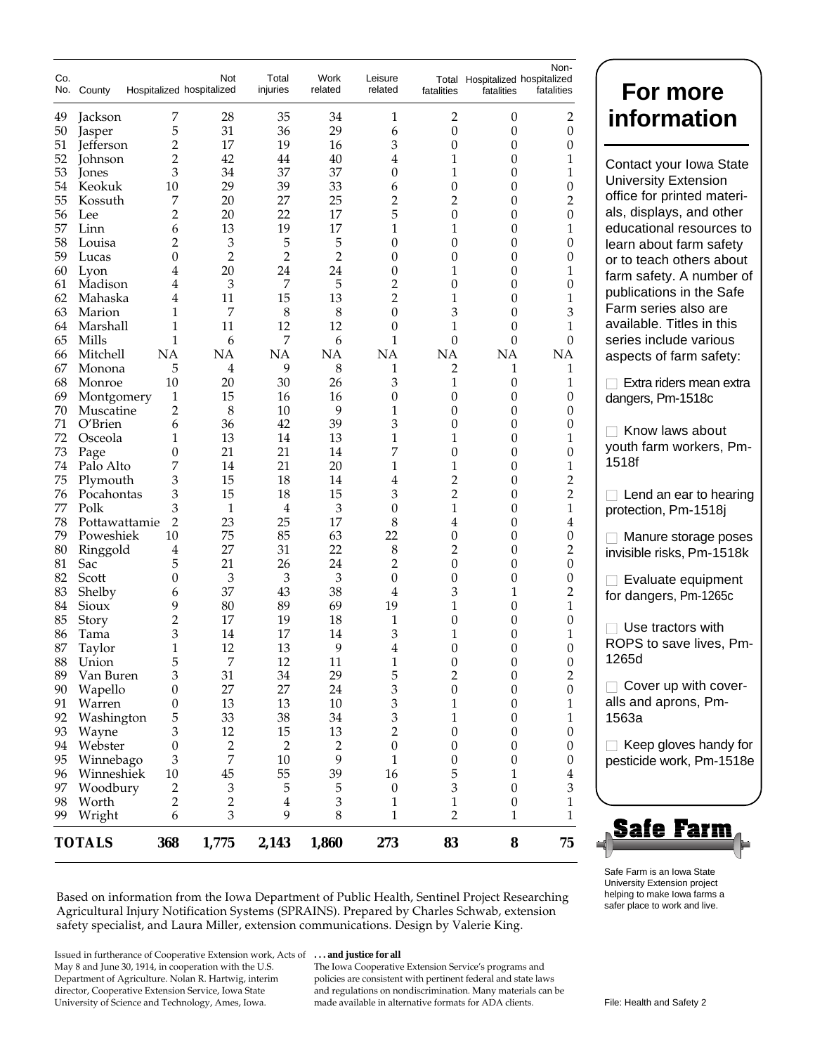| Co. No. | County | Hospitalized | Not hospitalized | Total injuries | Work related | Leisure related | Total fatalities | Hospitalized fatalities | Non-hospitalized fatalities |
|---|---|---|---|---|---|---|---|---|---|
| 49 | Jackson | 7 | 28 | 35 | 34 | 1 | 2 | 0 | 2 |
| 50 | Jasper | 5 | 31 | 36 | 29 | 6 | 0 | 0 | 0 |
| 51 | Jefferson | 2 | 17 | 19 | 16 | 3 | 0 | 0 | 0 |
| 52 | Johnson | 2 | 42 | 44 | 40 | 4 | 1 | 0 | 1 |
| 53 | Jones | 3 | 34 | 37 | 37 | 0 | 1 | 0 | 1 |
| 54 | Keokuk | 10 | 29 | 39 | 33 | 6 | 0 | 0 | 0 |
| 55 | Kossuth | 7 | 20 | 27 | 25 | 2 | 2 | 0 | 2 |
| 56 | Lee | 2 | 20 | 22 | 17 | 5 | 0 | 0 | 0 |
| 57 | Linn | 6 | 13 | 19 | 17 | 1 | 1 | 0 | 1 |
| 58 | Louisa | 2 | 3 | 5 | 5 | 0 | 0 | 0 | 0 |
| 59 | Lucas | 0 | 2 | 2 | 2 | 0 | 0 | 0 | 0 |
| 60 | Lyon | 4 | 20 | 24 | 24 | 0 | 1 | 0 | 1 |
| 61 | Madison | 4 | 3 | 7 | 5 | 2 | 0 | 0 | 0 |
| 62 | Mahaska | 4 | 11 | 15 | 13 | 2 | 1 | 0 | 1 |
| 63 | Marion | 1 | 7 | 8 | 8 | 0 | 3 | 0 | 3 |
| 64 | Marshall | 1 | 11 | 12 | 12 | 0 | 1 | 0 | 1 |
| 65 | Mills | 1 | 6 | 7 | 6 | 1 | 0 | 0 | 0 |
| 66 | Mitchell | NA | NA | NA | NA | NA | NA | NA | NA |
| 67 | Monona | 5 | 4 | 9 | 8 | 1 | 2 | 1 | 1 |
| 68 | Monroe | 10 | 20 | 30 | 26 | 3 | 1 | 0 | 1 |
| 69 | Montgomery | 1 | 15 | 16 | 16 | 0 | 0 | 0 | 0 |
| 70 | Muscatine | 2 | 8 | 10 | 9 | 1 | 0 | 0 | 0 |
| 71 | O'Brien | 6 | 36 | 42 | 39 | 3 | 0 | 0 | 0 |
| 72 | Osceola | 1 | 13 | 14 | 13 | 1 | 1 | 0 | 1 |
| 73 | Page | 0 | 21 | 21 | 14 | 7 | 0 | 0 | 0 |
| 74 | Palo Alto | 7 | 14 | 21 | 20 | 1 | 1 | 0 | 1 |
| 75 | Plymouth | 3 | 15 | 18 | 14 | 4 | 2 | 0 | 2 |
| 76 | Pocahontas | 3 | 15 | 18 | 15 | 3 | 2 | 0 | 2 |
| 77 | Polk | 3 | 1 | 4 | 3 | 0 | 1 | 0 | 1 |
| 78 | Pottawattamie | 2 | 23 | 25 | 17 | 8 | 4 | 0 | 4 |
| 79 | Poweshiek | 10 | 75 | 85 | 63 | 22 | 0 | 0 | 0 |
| 80 | Ringgold | 4 | 27 | 31 | 22 | 8 | 2 | 0 | 2 |
| 81 | Sac | 5 | 21 | 26 | 24 | 2 | 0 | 0 | 0 |
| 82 | Scott | 0 | 3 | 3 | 3 | 0 | 0 | 0 | 0 |
| 83 | Shelby | 6 | 37 | 43 | 38 | 4 | 3 | 1 | 2 |
| 84 | Sioux | 9 | 80 | 89 | 69 | 19 | 1 | 0 | 1 |
| 85 | Story | 2 | 17 | 19 | 18 | 1 | 0 | 0 | 0 |
| 86 | Tama | 3 | 14 | 17 | 14 | 3 | 1 | 0 | 1 |
| 87 | Taylor | 1 | 12 | 13 | 9 | 4 | 0 | 0 | 0 |
| 88 | Union | 5 | 7 | 12 | 11 | 1 | 0 | 0 | 0 |
| 89 | Van Buren | 3 | 31 | 34 | 29 | 5 | 2 | 0 | 2 |
| 90 | Wapello | 0 | 27 | 27 | 24 | 3 | 0 | 0 | 0 |
| 91 | Warren | 0 | 13 | 13 | 10 | 3 | 1 | 0 | 1 |
| 92 | Washington | 5 | 33 | 38 | 34 | 3 | 1 | 0 | 1 |
| 93 | Wayne | 3 | 12 | 15 | 13 | 2 | 0 | 0 | 0 |
| 94 | Webster | 0 | 2 | 2 | 2 | 0 | 0 | 0 | 0 |
| 95 | Winnebago | 3 | 7 | 10 | 9 | 1 | 0 | 0 | 0 |
| 96 | Winneshiek | 10 | 45 | 55 | 39 | 16 | 5 | 1 | 4 |
| 97 | Woodbury | 2 | 3 | 5 | 5 | 0 | 3 | 0 | 3 |
| 98 | Worth | 2 | 2 | 4 | 3 | 1 | 1 | 0 | 1 |
| 99 | Wright | 6 | 3 | 9 | 8 | 1 | 2 | 1 | 1 |
| | **TOTALS** | **368** | **1,775** | **2,143** | **1,860** | **273** | **83** | **8** | **75** |

Based on information from the Iowa Department of Public Health, Sentinel Project Researching Agricultural Injury Notification Systems (SPRAINS). Prepared by Charles Schwab, extension safety specialist, and Laura Miller, extension communications. Design by Valerie King.

## For more information

Contact your Iowa State University Extension office for printed materials, displays, and other educational resources to learn about farm safety or to teach others about farm safety. A number of publications in the Safe Farm series also are available. Titles in this series include various aspects of farm safety:

- Extra riders mean extra dangers, Pm-1518c
- Know laws about youth farm workers, Pm-1518f
- Lend an ear to hearing protection, Pm-1518j
- Manure storage poses invisible risks, Pm-1518k
- Evaluate equipment for dangers, Pm-1265c
- Use tractors with ROPS to save lives, Pm-1265d
- Cover up with coveralls and aprons, Pm-1563a
- Keep gloves handy for pesticide work, Pm-1518e

**Safe Farm**

Safe Farm is an Iowa State University Extension project helping to make Iowa farms a safer place to work and live.

Issued in furtherance of Cooperative Extension work, Acts of May 8 and June 30, 1914, in cooperation with the U.S. Department of Agriculture. Nolan R. Hartwig, interim director, Cooperative Extension Service, Iowa State University of Science and Technology, Ames, Iowa.

**. . . and justice for all**
The Iowa Cooperative Extension Service's programs and policies are consistent with pertinent federal and state laws and regulations on nondiscrimination. Many materials can be made available in alternative formats for ADA clients.

File: Health and Safety 2